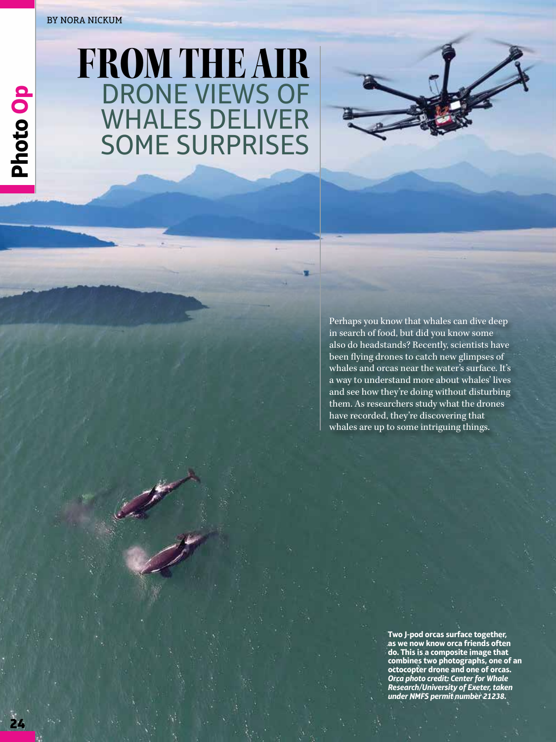BY NORA NICKUM

# FROM THE AIR
## DRONE VIEWS OF WHALES DELIVER SOME SURPRISES

Perhaps you know that whales can dive deep in search of food, but did you know some also do headstands? Recently, scientists have been flying drones to catch new glimpses of whales and orcas near the water's surface. It's a way to understand more about whales' lives and see how they're doing without disturbing them. As researchers study what the drones have recorded, they're discovering that whales are up to some intriguing things.

**Two J-pod orcas surface together, as we now know orca friends often do. This is a composite image that combines two photographs, one of an octocopter drone and one of orcas.** ***Orca photo credit: Center for Whale Research/University of Exeter, taken under NMFS permit number 21238.***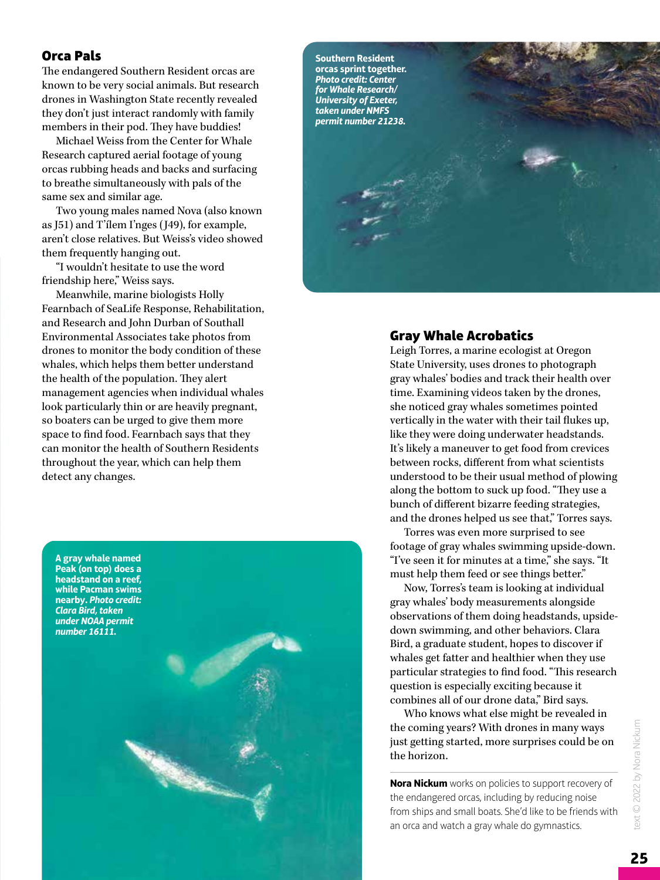## Orca Pals

The endangered Southern Resident orcas are known to be very social animals. But research drones in Washington State recently revealed they don't just interact randomly with family members in their pod. They have buddies!

Michael Weiss from the Center for Whale Research captured aerial footage of young orcas rubbing heads and backs and surfacing to breathe simultaneously with pals of the same sex and similar age.

Two young males named Nova (also known as J51) and T'ílem I'nges (J49), for example, aren't close relatives. But Weiss's video showed them frequently hanging out.

"I wouldn't hesitate to use the word friendship here," Weiss says.

Meanwhile, marine biologists Holly Fearnbach of SeaLife Response, Rehabilitation, and Research and John Durban of Southall Environmental Associates take photos from drones to monitor the body condition of these whales, which helps them better understand the health of the population. They alert management agencies when individual whales look particularly thin or are heavily pregnant, so boaters can be urged to give them more space to find food. Fearnbach says that they can monitor the health of Southern Residents throughout the year, which can help them detect any changes.

**Southern Resident orcas sprint together.** ***Photo credit: Center for Whale Research/ University of Exeter, taken under NMFS permit number 21238.***

**A gray whale named Peak (on top) does a headstand on a reef, while Pacman swims nearby.** ***Photo credit: Clara Bird, taken under NOAA permit number 16111.***

## Gray Whale Acrobatics

Leigh Torres, a marine ecologist at Oregon State University, uses drones to photograph gray whales' bodies and track their health over time. Examining videos taken by the drones, she noticed gray whales sometimes pointed vertically in the water with their tail flukes up, like they were doing underwater headstands. It's likely a maneuver to get food from crevices between rocks, different from what scientists understood to be their usual method of plowing along the bottom to suck up food. "They use a bunch of different bizarre feeding strategies, and the drones helped us see that," Torres says.

Torres was even more surprised to see footage of gray whales swimming upside-down. "I've seen it for minutes at a time," she says. "It must help them feed or see things better."

Now, Torres's team is looking at individual gray whales' body measurements alongside observations of them doing headstands, upside-down swimming, and other behaviors. Clara Bird, a graduate student, hopes to discover if whales get fatter and healthier when they use particular strategies to find food. "This research question is especially exciting because it combines all of our drone data," Bird says.

Who knows what else might be revealed in the coming years? With drones in many ways just getting started, more surprises could be on the horizon.

---

**Nora Nickum** works on policies to support recovery of the endangered orcas, including by reducing noise from ships and small boats. She'd like to be friends with an orca and watch a gray whale do gymnastics.

text © 2022 by Nora Nickum